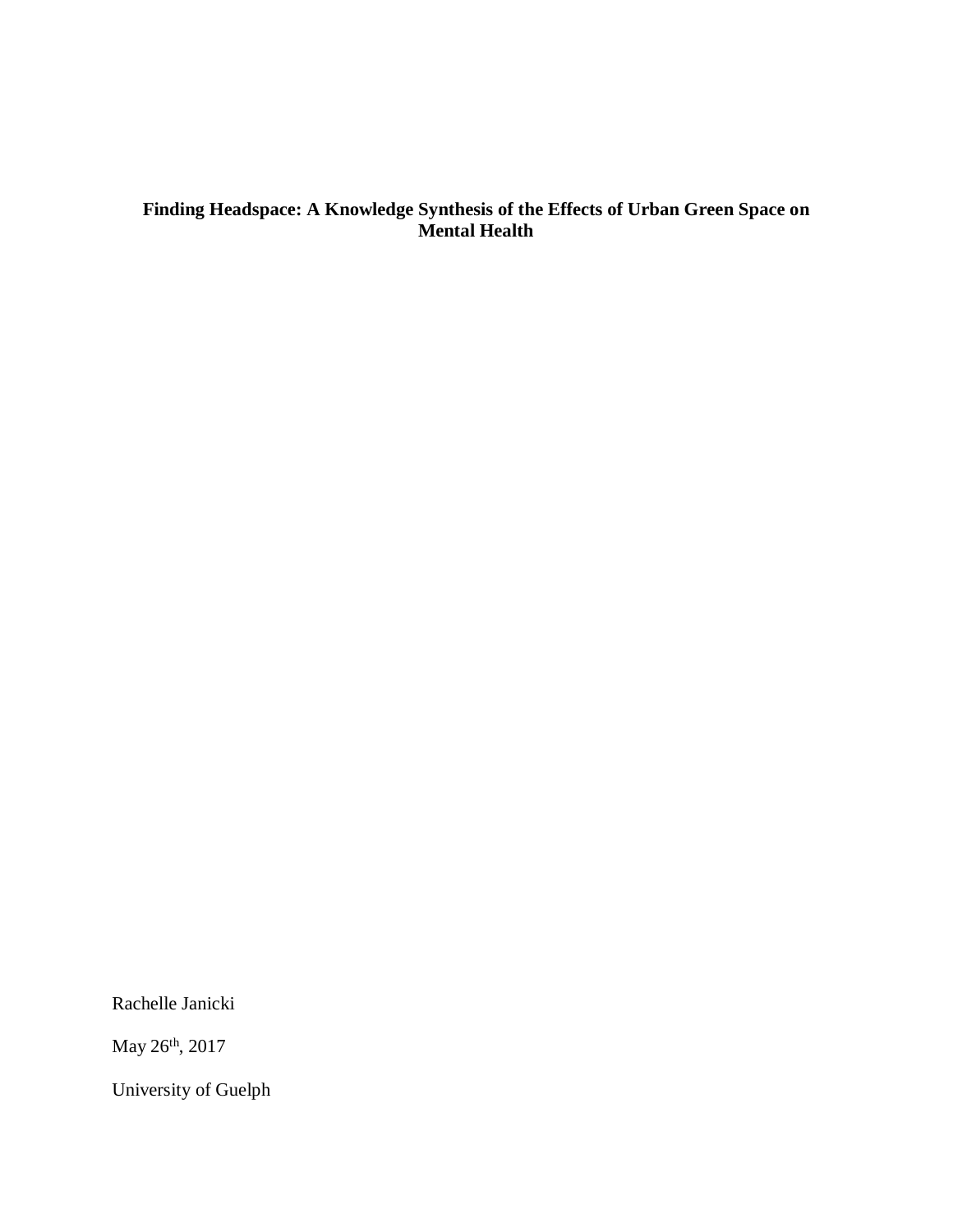# Finding Headspace: A Knowledge Synthesis of the Effects of Urban Green Space on Mental Health

Rachelle Janicki

May 26th, 2017

University of Guelph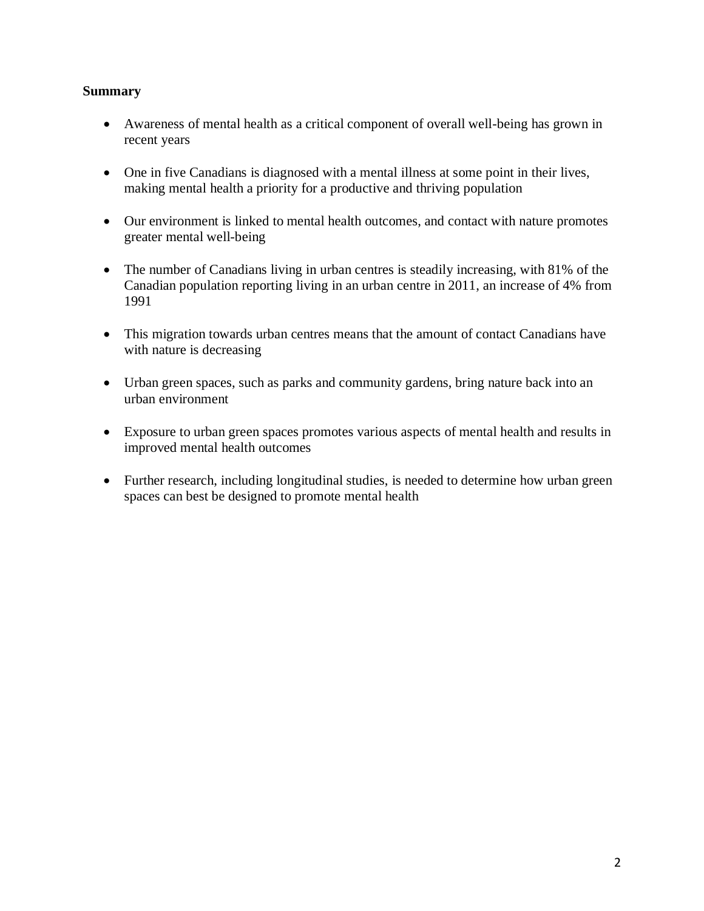**Summary**

- Awareness of mental health as a critical component of overall well-being has grown in recent years
- One in five Canadians is diagnosed with a mental illness at some point in their lives, making mental health a priority for a productive and thriving population
- Our environment is linked to mental health outcomes, and contact with nature promotes greater mental well-being
- The number of Canadians living in urban centres is steadily increasing, with 81% of the Canadian population reporting living in an urban centre in 2011, an increase of 4% from 1991
- This migration towards urban centres means that the amount of contact Canadians have with nature is decreasing
- Urban green spaces, such as parks and community gardens, bring nature back into an urban environment
- Exposure to urban green spaces promotes various aspects of mental health and results in improved mental health outcomes
- Further research, including longitudinal studies, is needed to determine how urban green spaces can best be designed to promote mental health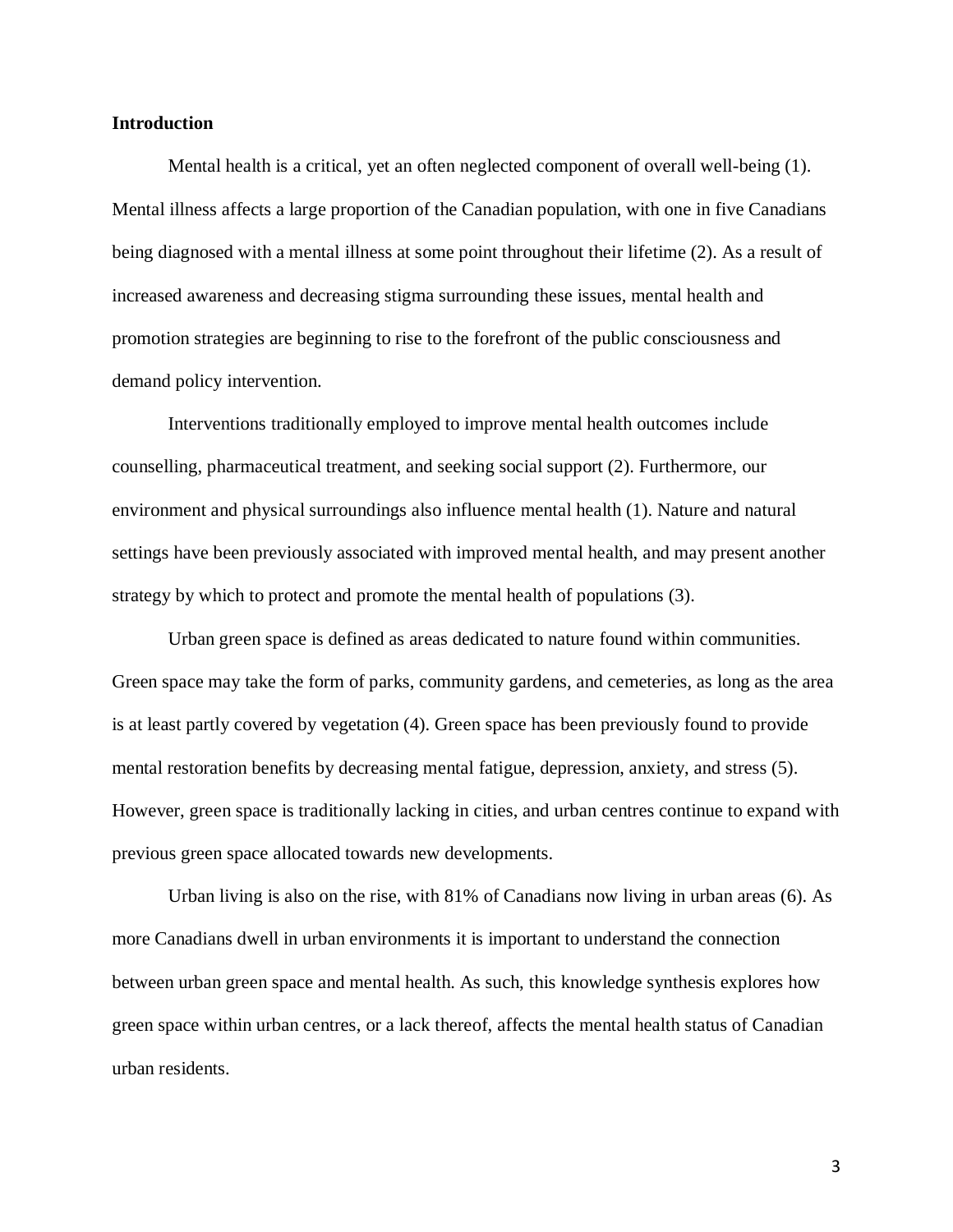## Introduction

Mental health is a critical, yet an often neglected component of overall well-being (1). Mental illness affects a large proportion of the Canadian population, with one in five Canadians being diagnosed with a mental illness at some point throughout their lifetime (2). As a result of increased awareness and decreasing stigma surrounding these issues, mental health and promotion strategies are beginning to rise to the forefront of the public consciousness and demand policy intervention.

Interventions traditionally employed to improve mental health outcomes include counselling, pharmaceutical treatment, and seeking social support (2). Furthermore, our environment and physical surroundings also influence mental health (1). Nature and natural settings have been previously associated with improved mental health, and may present another strategy by which to protect and promote the mental health of populations (3).

Urban green space is defined as areas dedicated to nature found within communities. Green space may take the form of parks, community gardens, and cemeteries, as long as the area is at least partly covered by vegetation (4). Green space has been previously found to provide mental restoration benefits by decreasing mental fatigue, depression, anxiety, and stress (5). However, green space is traditionally lacking in cities, and urban centres continue to expand with previous green space allocated towards new developments.

Urban living is also on the rise, with 81% of Canadians now living in urban areas (6). As more Canadians dwell in urban environments it is important to understand the connection between urban green space and mental health. As such, this knowledge synthesis explores how green space within urban centres, or a lack thereof, affects the mental health status of Canadian urban residents.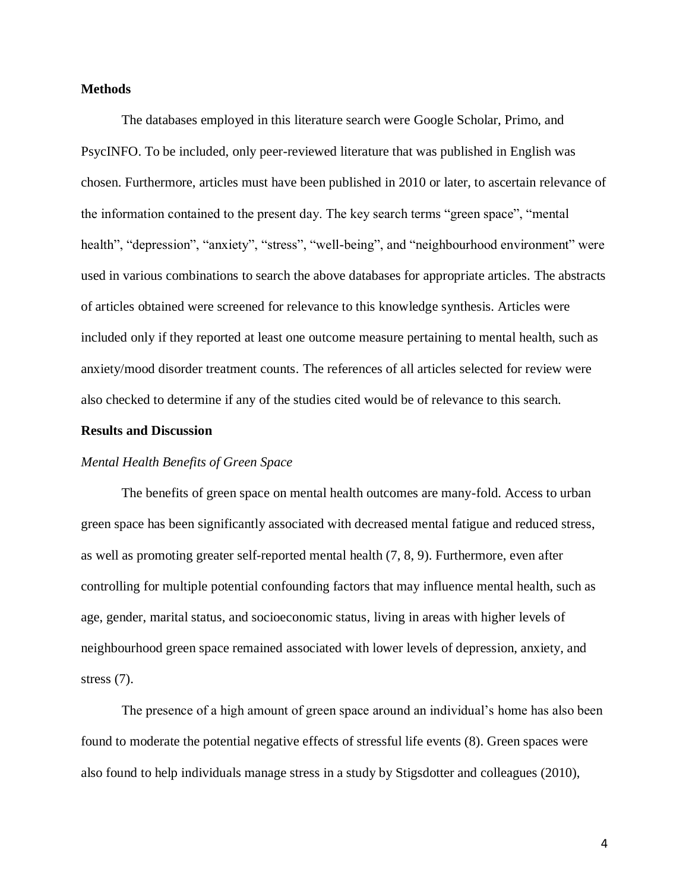## Methods

The databases employed in this literature search were Google Scholar, Primo, and PsycINFO. To be included, only peer-reviewed literature that was published in English was chosen. Furthermore, articles must have been published in 2010 or later, to ascertain relevance of the information contained to the present day. The key search terms “green space”, “mental health”, “depression”, “anxiety”, “stress”, “well-being”, and “neighbourhood environment” were used in various combinations to search the above databases for appropriate articles. The abstracts of articles obtained were screened for relevance to this knowledge synthesis. Articles were included only if they reported at least one outcome measure pertaining to mental health, such as anxiety/mood disorder treatment counts. The references of all articles selected for review were also checked to determine if any of the studies cited would be of relevance to this search.

## Results and Discussion

### *Mental Health Benefits of Green Space*

The benefits of green space on mental health outcomes are many-fold. Access to urban green space has been significantly associated with decreased mental fatigue and reduced stress, as well as promoting greater self-reported mental health (7, 8, 9). Furthermore, even after controlling for multiple potential confounding factors that may influence mental health, such as age, gender, marital status, and socioeconomic status, living in areas with higher levels of neighbourhood green space remained associated with lower levels of depression, anxiety, and stress (7).

The presence of a high amount of green space around an individual’s home has also been found to moderate the potential negative effects of stressful life events (8). Green spaces were also found to help individuals manage stress in a study by Stigsdotter and colleagues (2010),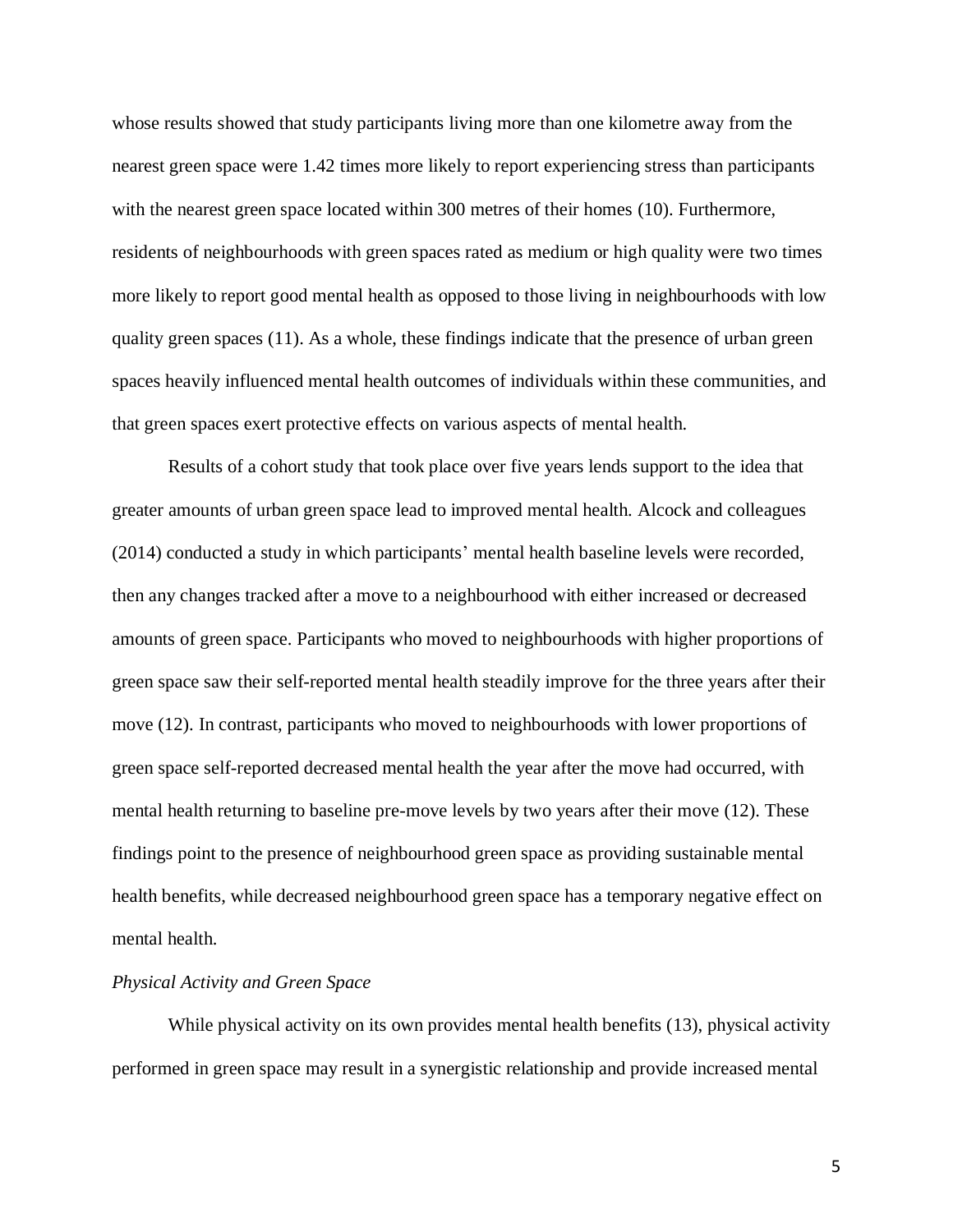whose results showed that study participants living more than one kilometre away from the nearest green space were 1.42 times more likely to report experiencing stress than participants with the nearest green space located within 300 metres of their homes (10). Furthermore, residents of neighbourhoods with green spaces rated as medium or high quality were two times more likely to report good mental health as opposed to those living in neighbourhoods with low quality green spaces (11). As a whole, these findings indicate that the presence of urban green spaces heavily influenced mental health outcomes of individuals within these communities, and that green spaces exert protective effects on various aspects of mental health.

Results of a cohort study that took place over five years lends support to the idea that greater amounts of urban green space lead to improved mental health. Alcock and colleagues (2014) conducted a study in which participants' mental health baseline levels were recorded, then any changes tracked after a move to a neighbourhood with either increased or decreased amounts of green space. Participants who moved to neighbourhoods with higher proportions of green space saw their self-reported mental health steadily improve for the three years after their move (12). In contrast, participants who moved to neighbourhoods with lower proportions of green space self-reported decreased mental health the year after the move had occurred, with mental health returning to baseline pre-move levels by two years after their move (12). These findings point to the presence of neighbourhood green space as providing sustainable mental health benefits, while decreased neighbourhood green space has a temporary negative effect on mental health.

*Physical Activity and Green Space*

While physical activity on its own provides mental health benefits (13), physical activity performed in green space may result in a synergistic relationship and provide increased mental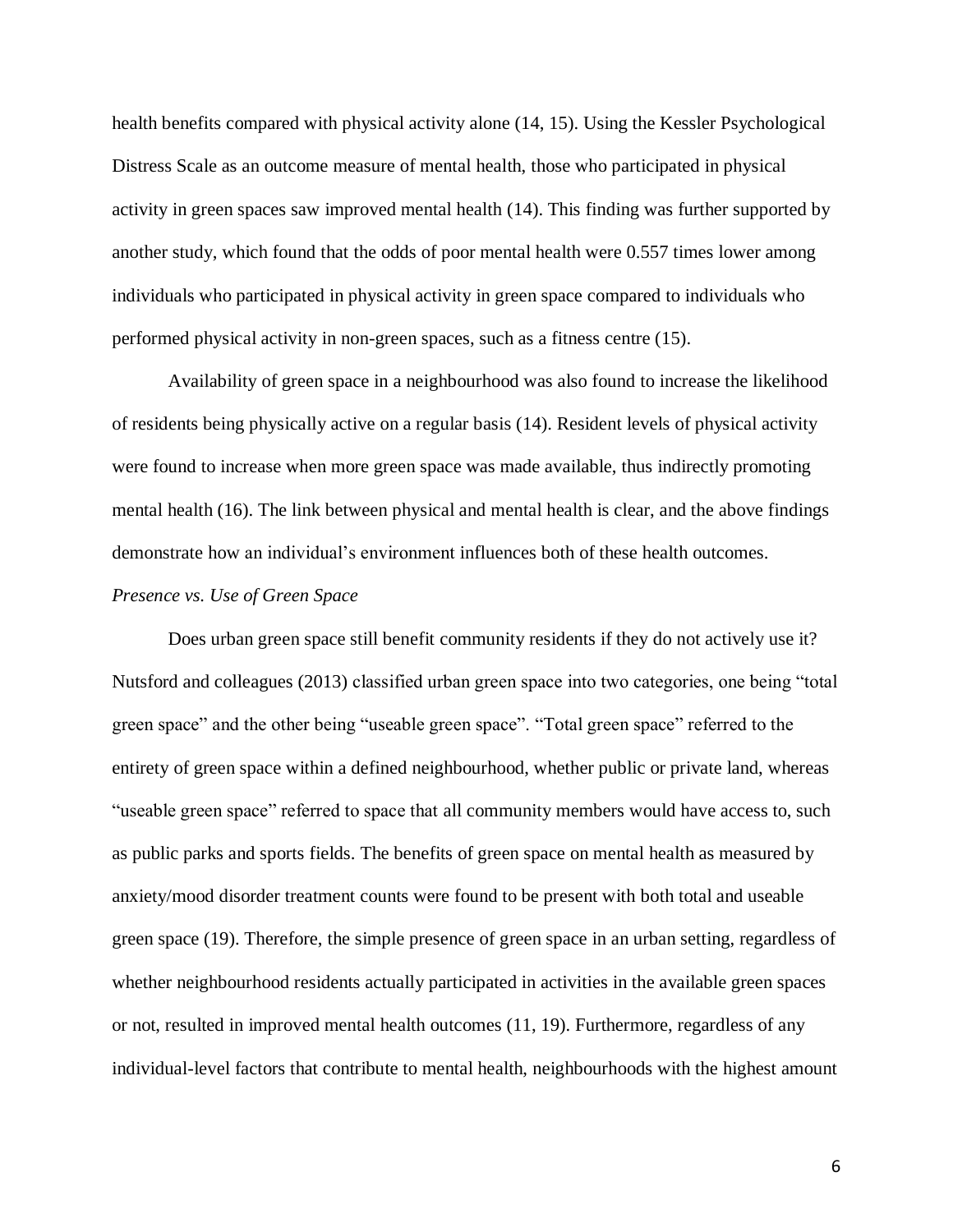health benefits compared with physical activity alone (14, 15). Using the Kessler Psychological Distress Scale as an outcome measure of mental health, those who participated in physical activity in green spaces saw improved mental health (14). This finding was further supported by another study, which found that the odds of poor mental health were 0.557 times lower among individuals who participated in physical activity in green space compared to individuals who performed physical activity in non-green spaces, such as a fitness centre (15).

Availability of green space in a neighbourhood was also found to increase the likelihood of residents being physically active on a regular basis (14). Resident levels of physical activity were found to increase when more green space was made available, thus indirectly promoting mental health (16). The link between physical and mental health is clear, and the above findings demonstrate how an individual's environment influences both of these health outcomes.

*Presence vs. Use of Green Space*

Does urban green space still benefit community residents if they do not actively use it? Nutsford and colleagues (2013) classified urban green space into two categories, one being "total green space" and the other being "useable green space". "Total green space" referred to the entirety of green space within a defined neighbourhood, whether public or private land, whereas "useable green space" referred to space that all community members would have access to, such as public parks and sports fields. The benefits of green space on mental health as measured by anxiety/mood disorder treatment counts were found to be present with both total and useable green space (19). Therefore, the simple presence of green space in an urban setting, regardless of whether neighbourhood residents actually participated in activities in the available green spaces or not, resulted in improved mental health outcomes (11, 19). Furthermore, regardless of any individual-level factors that contribute to mental health, neighbourhoods with the highest amount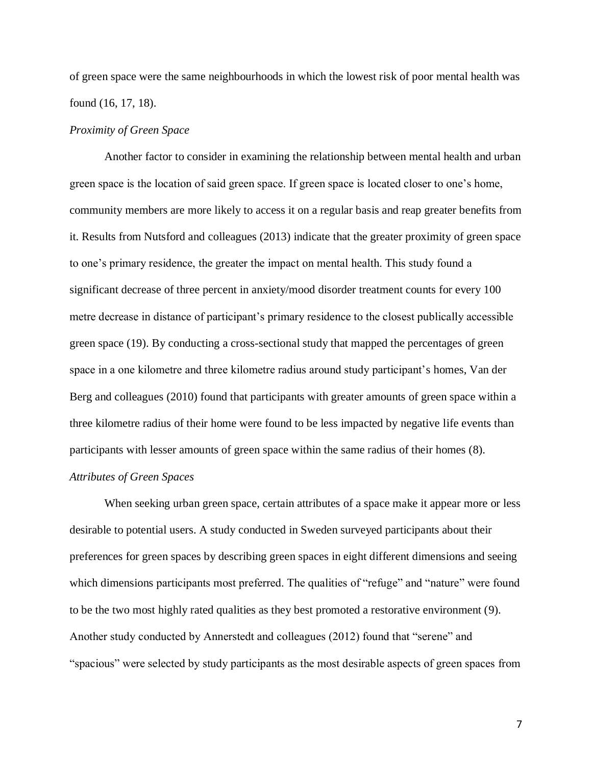of green space were the same neighbourhoods in which the lowest risk of poor mental health was found (16, 17, 18).

*Proximity of Green Space*

Another factor to consider in examining the relationship between mental health and urban green space is the location of said green space. If green space is located closer to one's home, community members are more likely to access it on a regular basis and reap greater benefits from it. Results from Nutsford and colleagues (2013) indicate that the greater proximity of green space to one's primary residence, the greater the impact on mental health. This study found a significant decrease of three percent in anxiety/mood disorder treatment counts for every 100 metre decrease in distance of participant's primary residence to the closest publically accessible green space (19). By conducting a cross-sectional study that mapped the percentages of green space in a one kilometre and three kilometre radius around study participant's homes, Van der Berg and colleagues (2010) found that participants with greater amounts of green space within a three kilometre radius of their home were found to be less impacted by negative life events than participants with lesser amounts of green space within the same radius of their homes (8).

*Attributes of Green Spaces*

When seeking urban green space, certain attributes of a space make it appear more or less desirable to potential users. A study conducted in Sweden surveyed participants about their preferences for green spaces by describing green spaces in eight different dimensions and seeing which dimensions participants most preferred. The qualities of "refuge" and "nature" were found to be the two most highly rated qualities as they best promoted a restorative environment (9). Another study conducted by Annerstedt and colleagues (2012) found that "serene" and "spacious" were selected by study participants as the most desirable aspects of green spaces from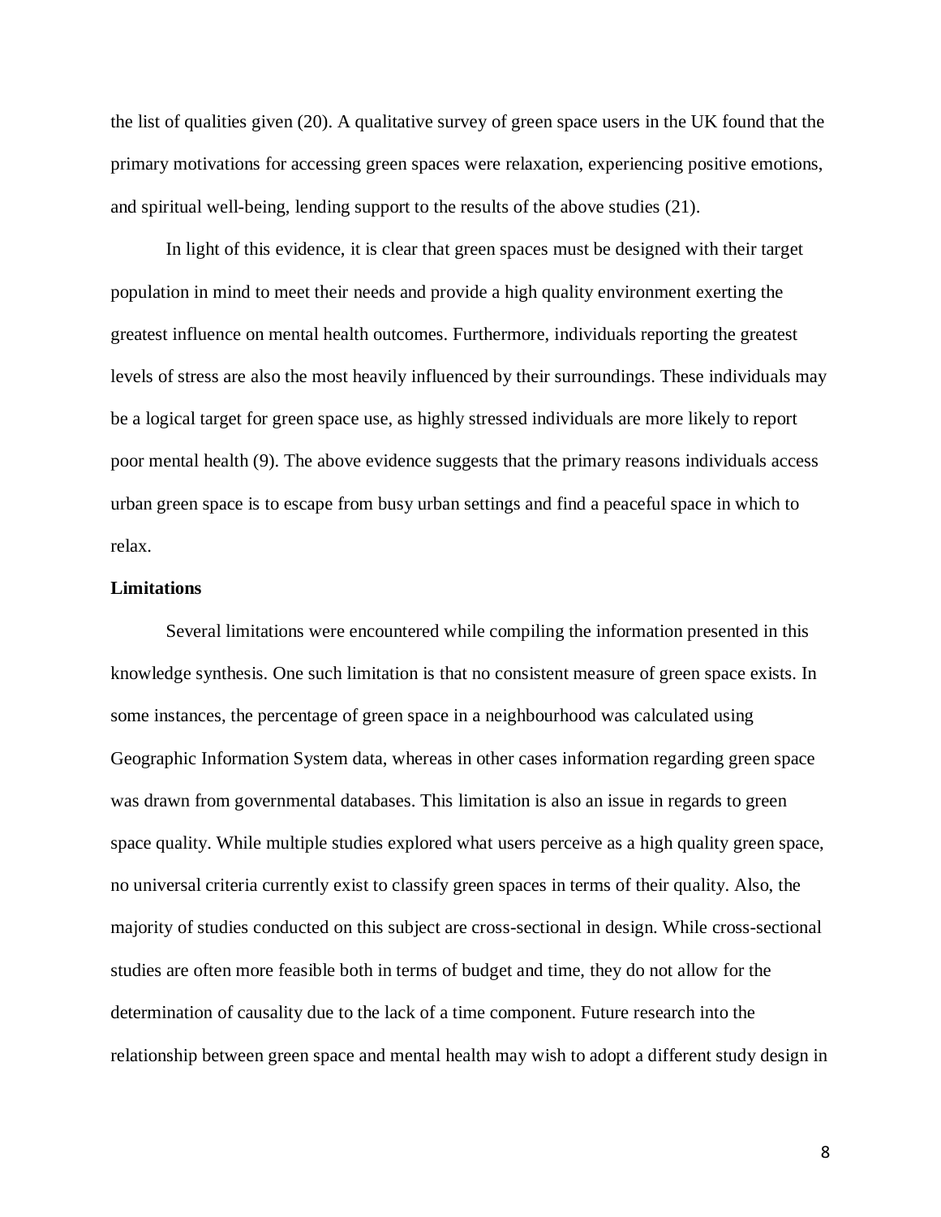the list of qualities given (20). A qualitative survey of green space users in the UK found that the primary motivations for accessing green spaces were relaxation, experiencing positive emotions, and spiritual well-being, lending support to the results of the above studies (21).

In light of this evidence, it is clear that green spaces must be designed with their target population in mind to meet their needs and provide a high quality environment exerting the greatest influence on mental health outcomes. Furthermore, individuals reporting the greatest levels of stress are also the most heavily influenced by their surroundings. These individuals may be a logical target for green space use, as highly stressed individuals are more likely to report poor mental health (9). The above evidence suggests that the primary reasons individuals access urban green space is to escape from busy urban settings and find a peaceful space in which to relax.

**Limitations**

Several limitations were encountered while compiling the information presented in this knowledge synthesis. One such limitation is that no consistent measure of green space exists. In some instances, the percentage of green space in a neighbourhood was calculated using Geographic Information System data, whereas in other cases information regarding green space was drawn from governmental databases. This limitation is also an issue in regards to green space quality. While multiple studies explored what users perceive as a high quality green space, no universal criteria currently exist to classify green spaces in terms of their quality. Also, the majority of studies conducted on this subject are cross-sectional in design. While cross-sectional studies are often more feasible both in terms of budget and time, they do not allow for the determination of causality due to the lack of a time component. Future research into the relationship between green space and mental health may wish to adopt a different study design in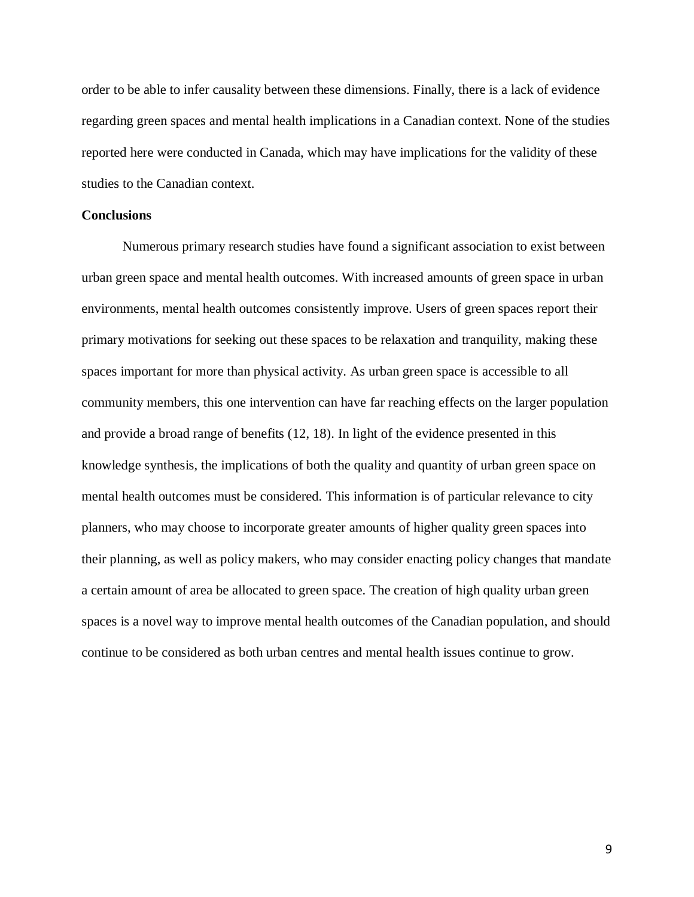order to be able to infer causality between these dimensions. Finally, there is a lack of evidence regarding green spaces and mental health implications in a Canadian context. None of the studies reported here were conducted in Canada, which may have implications for the validity of these studies to the Canadian context.

**Conclusions**

Numerous primary research studies have found a significant association to exist between urban green space and mental health outcomes. With increased amounts of green space in urban environments, mental health outcomes consistently improve. Users of green spaces report their primary motivations for seeking out these spaces to be relaxation and tranquility, making these spaces important for more than physical activity. As urban green space is accessible to all community members, this one intervention can have far reaching effects on the larger population and provide a broad range of benefits (12, 18). In light of the evidence presented in this knowledge synthesis, the implications of both the quality and quantity of urban green space on mental health outcomes must be considered. This information is of particular relevance to city planners, who may choose to incorporate greater amounts of higher quality green spaces into their planning, as well as policy makers, who may consider enacting policy changes that mandate a certain amount of area be allocated to green space. The creation of high quality urban green spaces is a novel way to improve mental health outcomes of the Canadian population, and should continue to be considered as both urban centres and mental health issues continue to grow.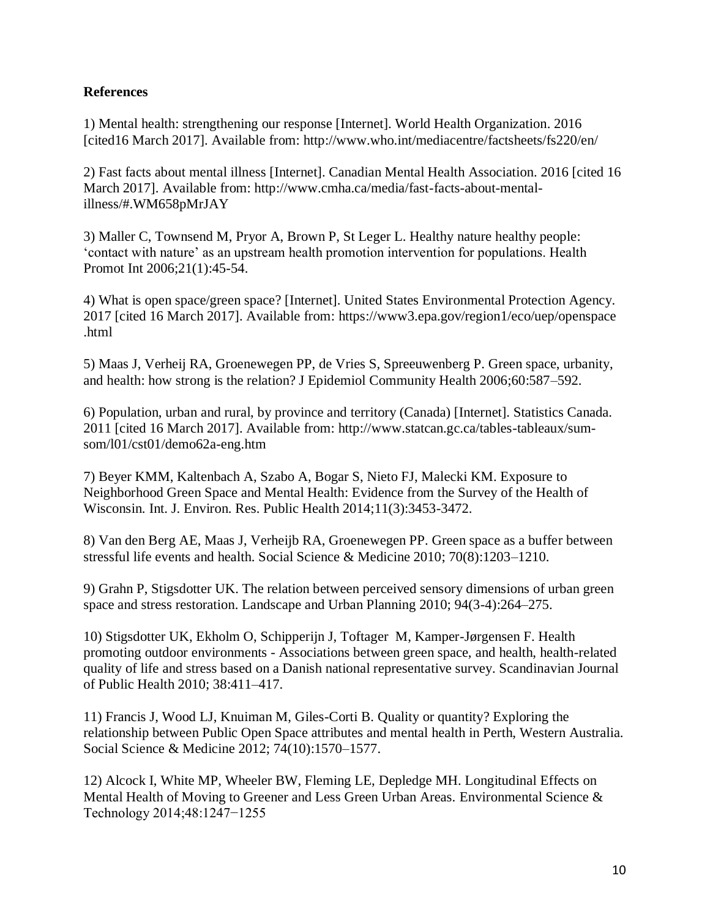**References**

1) Mental health: strengthening our response [Internet]. World Health Organization. 2016 [cited16 March 2017]. Available from: http://www.who.int/mediacentre/factsheets/fs220/en/

2) Fast facts about mental illness [Internet]. Canadian Mental Health Association. 2016 [cited 16 March 2017]. Available from: http://www.cmha.ca/media/fast-facts-about-mental-illness/#.WM658pMrJAY

3) Maller C, Townsend M, Pryor A, Brown P, St Leger L. Healthy nature healthy people: 'contact with nature' as an upstream health promotion intervention for populations. Health Promot Int 2006;21(1):45-54.

4) What is open space/green space? [Internet]. United States Environmental Protection Agency. 2017 [cited 16 March 2017]. Available from: https://www3.epa.gov/region1/eco/uep/openspace .html

5) Maas J, Verheij RA, Groenewegen PP, de Vries S, Spreeuwenberg P. Green space, urbanity, and health: how strong is the relation? J Epidemiol Community Health 2006;60:587–592.

6) Population, urban and rural, by province and territory (Canada) [Internet]. Statistics Canada. 2011 [cited 16 March 2017]. Available from: http://www.statcan.gc.ca/tables-tableaux/sum-som/l01/cst01/demo62a-eng.htm

7) Beyer KMM, Kaltenbach A, Szabo A, Bogar S, Nieto FJ, Malecki KM. Exposure to Neighborhood Green Space and Mental Health: Evidence from the Survey of the Health of Wisconsin. Int. J. Environ. Res. Public Health 2014;11(3):3453-3472.

8) Van den Berg AE, Maas J, Verheijb RA, Groenewegen PP. Green space as a buffer between stressful life events and health. Social Science & Medicine 2010; 70(8):1203–1210.

9) Grahn P, Stigsdotter UK. The relation between perceived sensory dimensions of urban green space and stress restoration. Landscape and Urban Planning 2010; 94(3-4):264–275.

10) Stigsdotter UK, Ekholm O, Schipperijn J, Toftager M, Kamper-Jørgensen F. Health promoting outdoor environments - Associations between green space, and health, health-related quality of life and stress based on a Danish national representative survey. Scandinavian Journal of Public Health 2010; 38:411–417.

11) Francis J, Wood LJ, Knuiman M, Giles-Corti B. Quality or quantity? Exploring the relationship between Public Open Space attributes and mental health in Perth, Western Australia. Social Science & Medicine 2012; 74(10):1570–1577.

12) Alcock I, White MP, Wheeler BW, Fleming LE, Depledge MH. Longitudinal Effects on Mental Health of Moving to Greener and Less Green Urban Areas. Environmental Science & Technology 2014;48:1247−1255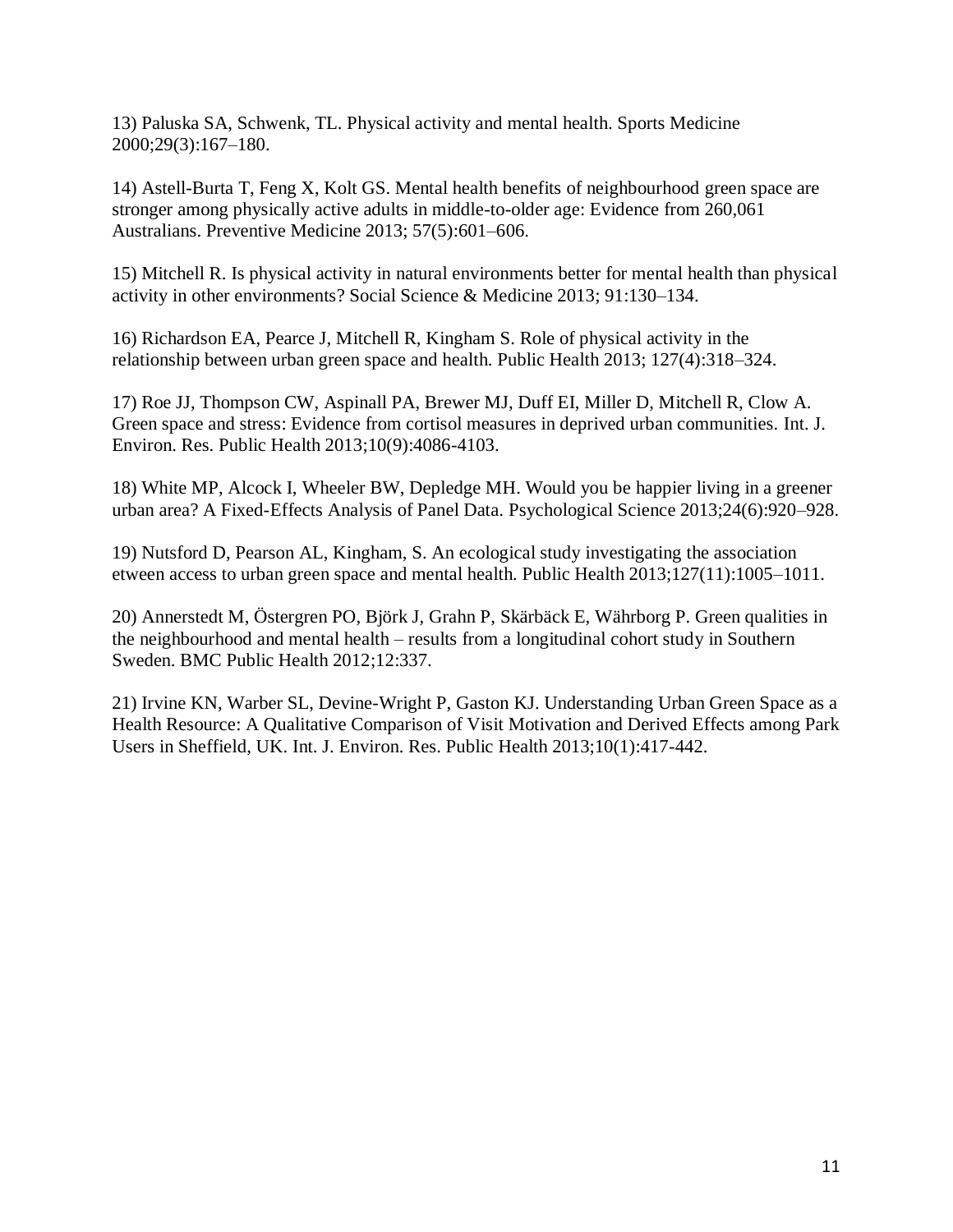13) Paluska SA, Schwenk, TL. Physical activity and mental health. Sports Medicine 2000;29(3):167–180.

14) Astell-Burta T, Feng X, Kolt GS. Mental health benefits of neighbourhood green space are stronger among physically active adults in middle-to-older age: Evidence from 260,061 Australians. Preventive Medicine 2013; 57(5):601–606.

15) Mitchell R. Is physical activity in natural environments better for mental health than physical activity in other environments? Social Science & Medicine 2013; 91:130–134.

16) Richardson EA, Pearce J, Mitchell R, Kingham S. Role of physical activity in the relationship between urban green space and health. Public Health 2013; 127(4):318–324.

17) Roe JJ, Thompson CW, Aspinall PA, Brewer MJ, Duff EI, Miller D, Mitchell R, Clow A. Green space and stress: Evidence from cortisol measures in deprived urban communities. Int. J. Environ. Res. Public Health 2013;10(9):4086-4103.

18) White MP, Alcock I, Wheeler BW, Depledge MH. Would you be happier living in a greener urban area? A Fixed-Effects Analysis of Panel Data. Psychological Science 2013;24(6):920–928.

19) Nutsford D, Pearson AL, Kingham, S. An ecological study investigating the association etween access to urban green space and mental health. Public Health 2013;127(11):1005–1011.

20) Annerstedt M, Östergren PO, Björk J, Grahn P, Skärbäck E, Währborg P. Green qualities in the neighbourhood and mental health – results from a longitudinal cohort study in Southern Sweden. BMC Public Health 2012;12:337.

21) Irvine KN, Warber SL, Devine-Wright P, Gaston KJ. Understanding Urban Green Space as a Health Resource: A Qualitative Comparison of Visit Motivation and Derived Effects among Park Users in Sheffield, UK. Int. J. Environ. Res. Public Health 2013;10(1):417-442.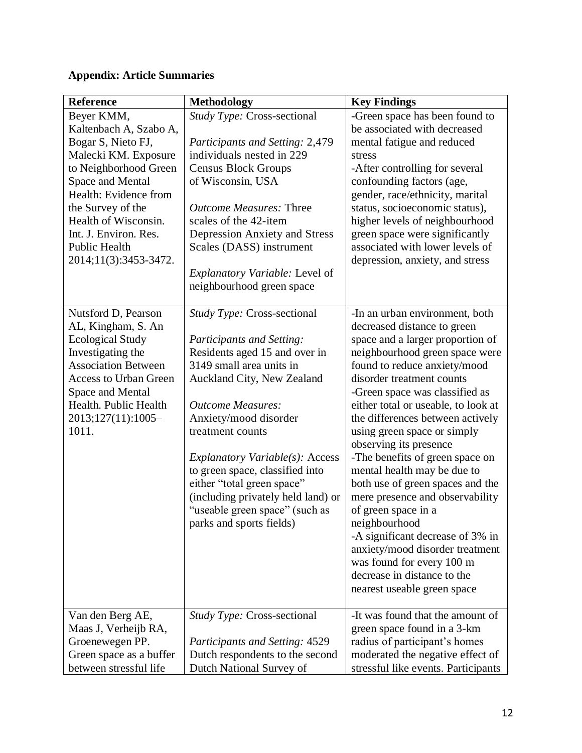**Appendix: Article Summaries**

| Reference | Methodology | Key Findings |
|---|---|---|
| Beyer KMM, Kaltenbach A, Szabo A, Bogar S, Nieto FJ, Malecki KM. Exposure to Neighborhood Green Space and Mental Health: Evidence from the Survey of the Health of Wisconsin. Int. J. Environ. Res. Public Health 2014;11(3):3453-3472. | *Study Type:* Cross-sectional<br><br>*Participants and Setting:* 2,479 individuals nested in 229 Census Block Groups of Wisconsin, USA<br><br>*Outcome Measures:* Three scales of the 42-item Depression Anxiety and Stress Scales (DASS) instrument<br><br>*Explanatory Variable:* Level of neighbourhood green space | -Green space has been found to be associated with decreased mental fatigue and reduced stress<br>-After controlling for several confounding factors (age, gender, race/ethnicity, marital status, socioeconomic status), higher levels of neighbourhood green space were significantly associated with lower levels of depression, anxiety, and stress |
| Nutsford D, Pearson AL, Kingham, S. An Ecological Study Investigating the Association Between Access to Urban Green Space and Mental Health. Public Health 2013;127(11):1005–1011. | *Study Type:* Cross-sectional<br><br>*Participants and Setting:* Residents aged 15 and over in 3149 small area units in Auckland City, New Zealand<br><br>*Outcome Measures:* Anxiety/mood disorder treatment counts<br><br>*Explanatory Variable(s):* Access to green space, classified into either "total green space" (including privately held land) or "useable green space" (such as parks and sports fields) | -In an urban environment, both decreased distance to green space and a larger proportion of neighbourhood green space were found to reduce anxiety/mood disorder treatment counts<br>-Green space was classified as either total or useable, to look at the differences between actively using green space or simply observing its presence<br>-The benefits of green space on mental health may be due to both use of green spaces and the mere presence and observability of green space in a neighbourhood<br>-A significant decrease of 3% in anxiety/mood disorder treatment was found for every 100 m decrease in distance to the nearest useable green space |
| Van den Berg AE, Maas J, Verheijb RA, Groenewegen PP. Green space as a buffer between stressful life | *Study Type:* Cross-sectional<br><br>*Participants and Setting:* 4529 Dutch respondents to the second Dutch National Survey of | -It was found that the amount of green space found in a 3-km radius of participant's homes moderated the negative effect of stressful like events. Participants |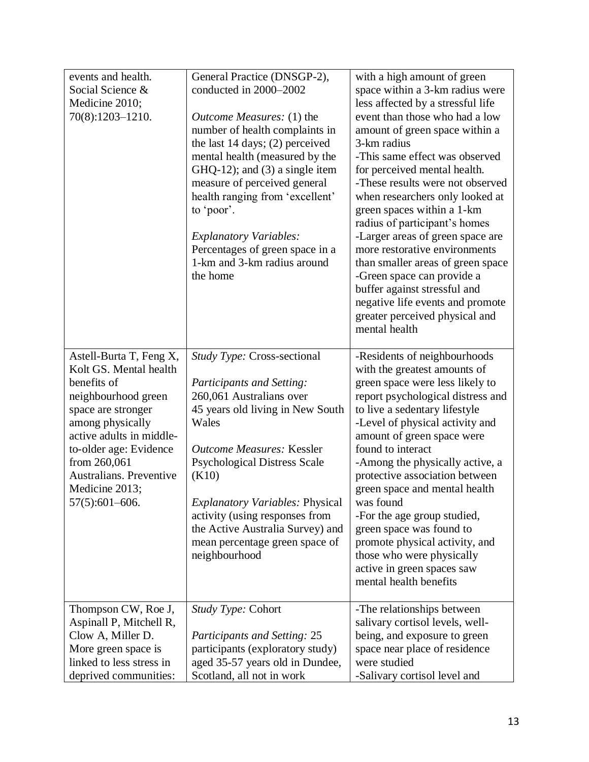| | | |
|---|---|---|
| events and health. Social Science & Medicine 2010; 70(8):1203–1210. | General Practice (DNSGP-2), conducted in 2000–2002<br><br>*Outcome Measures:* (1) the number of health complaints in the last 14 days; (2) perceived mental health (measured by the GHQ-12); and (3) a single item measure of perceived general health ranging from 'excellent' to 'poor'.<br><br>*Explanatory Variables:* Percentages of green space in a 1-km and 3-km radius around the home | with a high amount of green space within a 3-km radius were less affected by a stressful life event than those who had a low amount of green space within a 3-km radius<br>-This same effect was observed for perceived mental health.<br>-These results were not observed when researchers only looked at green spaces within a 1-km radius of participant's homes<br>-Larger areas of green space are more restorative environments than smaller areas of green space<br>-Green space can provide a buffer against stressful and negative life events and promote greater perceived physical and mental health |
| Astell-Burta T, Feng X, Kolt GS. Mental health benefits of neighbourhood green space are stronger among physically active adults in middle-to-older age: Evidence from 260,061 Australians. Preventive Medicine 2013; 57(5):601–606. | *Study Type:* Cross-sectional<br><br>*Participants and Setting:* 260,061 Australians over 45 years old living in New South Wales<br><br>*Outcome Measures:* Kessler Psychological Distress Scale (K10)<br><br>*Explanatory Variables:* Physical activity (using responses from the Active Australia Survey) and mean percentage green space of neighbourhood | -Residents of neighbourhoods with the greatest amounts of green space were less likely to report psychological distress and to live a sedentary lifestyle<br>-Level of physical activity and amount of green space were found to interact<br>-Among the physically active, a protective association between green space and mental health was found<br>-For the age group studied, green space was found to promote physical activity, and those who were physically active in green spaces saw mental health benefits |
| Thompson CW, Roe J, Aspinall P, Mitchell R, Clow A, Miller D. More green space is linked to less stress in deprived communities: | *Study Type:* Cohort<br><br>*Participants and Setting:* 25 participants (exploratory study) aged 35-57 years old in Dundee, Scotland, all not in work | -The relationships between salivary cortisol levels, well-being, and exposure to green space near place of residence were studied<br>-Salivary cortisol level and |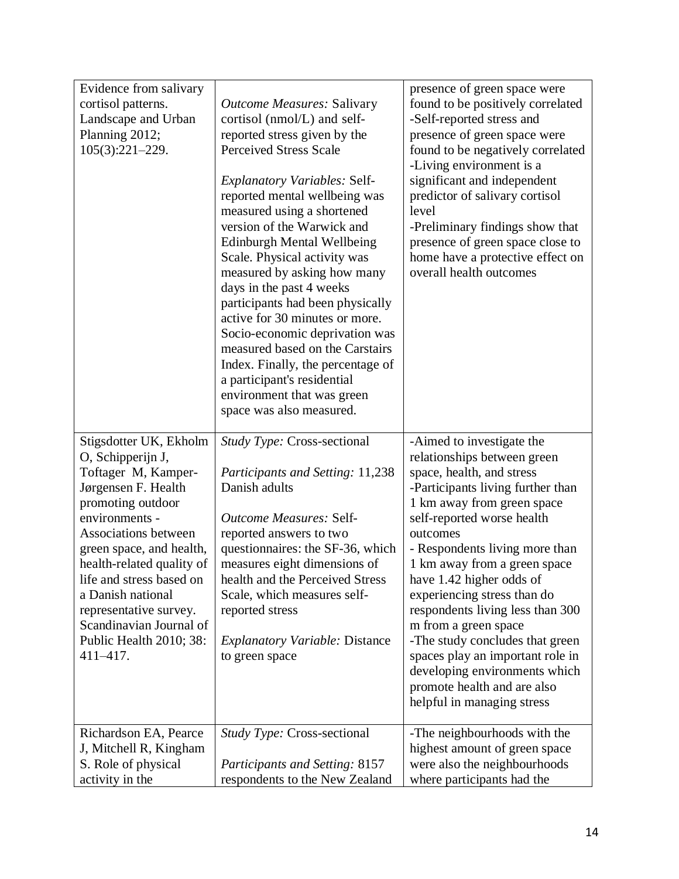| | | |
|---|---|---|
| Evidence from salivary cortisol patterns. Landscape and Urban Planning 2012; 105(3):221–229. | *Outcome Measures:* Salivary cortisol (nmol/L) and self-reported stress given by the Perceived Stress Scale<br><br>*Explanatory Variables:* Self-reported mental wellbeing was measured using a shortened version of the Warwick and Edinburgh Mental Wellbeing Scale. Physical activity was measured by asking how many days in the past 4 weeks participants had been physically active for 30 minutes or more. Socio-economic deprivation was measured based on the Carstairs Index. Finally, the percentage of a participant's residential environment that was green space was also measured. | presence of green space were found to be positively correlated<br>-Self-reported stress and presence of green space were found to be negatively correlated<br>-Living environment is a significant and independent predictor of salivary cortisol level<br>-Preliminary findings show that presence of green space close to home have a protective effect on overall health outcomes |
| Stigsdotter UK, Ekholm O, Schipperijn J, Toftager M, Kamper-Jørgensen F. Health promoting outdoor environments - Associations between green space, and health, health-related quality of life and stress based on a Danish national representative survey. Scandinavian Journal of Public Health 2010; 38: 411–417. | *Study Type:* Cross-sectional<br><br>*Participants and Setting:* 11,238 Danish adults<br><br>*Outcome Measures:* Self-reported answers to two questionnaires: the SF-36, which measures eight dimensions of health and the Perceived Stress Scale, which measures self-reported stress<br><br>*Explanatory Variable:* Distance to green space | -Aimed to investigate the relationships between green space, health, and stress<br>-Participants living further than 1 km away from green space self-reported worse health outcomes<br>- Respondents living more than 1 km away from a green space have 1.42 higher odds of experiencing stress than do respondents living less than 300 m from a green space<br>-The study concludes that green spaces play an important role in developing environments which promote health and are also helpful in managing stress |
| Richardson EA, Pearce J, Mitchell R, Kingham S. Role of physical activity in the | *Study Type:* Cross-sectional<br><br>*Participants and Setting:* 8157 respondents to the New Zealand | -The neighbourhoods with the highest amount of green space were also the neighbourhoods where participants had the |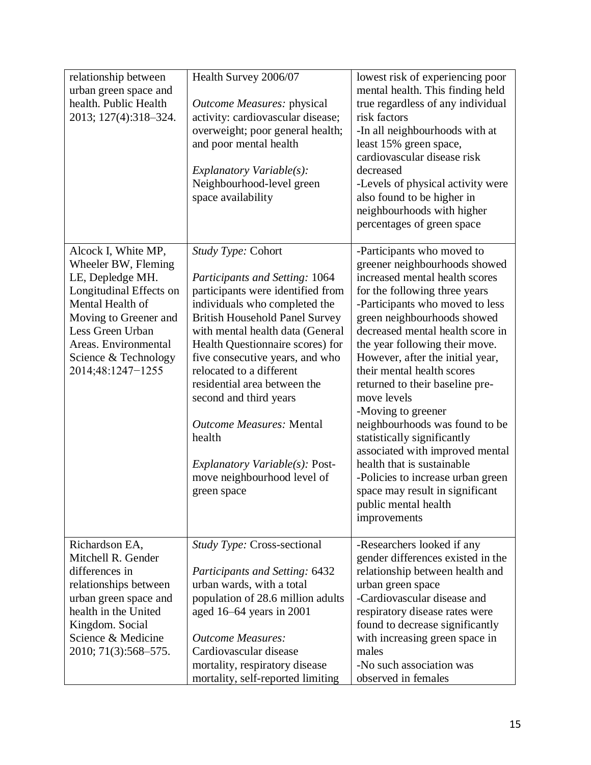| | | |
|---|---|---|
| relationship between urban green space and health. Public Health 2013; 127(4):318–324. | Health Survey 2006/07<br><br>*Outcome Measures:* physical activity: cardiovascular disease; overweight; poor general health; and poor mental health<br><br>*Explanatory Variable(s):* Neighbourhood-level green space availability | lowest risk of experiencing poor mental health. This finding held true regardless of any individual risk factors<br>-In all neighbourhoods with at least 15% green space, cardiovascular disease risk decreased<br>-Levels of physical activity were also found to be higher in neighbourhoods with higher percentages of green space |
| Alcock I, White MP, Wheeler BW, Fleming LE, Depledge MH. Longitudinal Effects on Mental Health of Moving to Greener and Less Green Urban Areas. Environmental Science & Technology 2014;48:1247−1255 | *Study Type:* Cohort<br><br>*Participants and Setting:* 1064 participants were identified from individuals who completed the British Household Panel Survey with mental health data (General Health Questionnaire scores) for five consecutive years, and who relocated to a different residential area between the second and third years<br><br>*Outcome Measures:* Mental health<br><br>*Explanatory Variable(s):* Post-move neighbourhood level of green space | -Participants who moved to greener neighbourhoods showed increased mental health scores for the following three years<br>-Participants who moved to less green neighbourhoods showed decreased mental health score in the year following their move. However, after the initial year, their mental health scores returned to their baseline pre-move levels<br>-Moving to greener neighbourhoods was found to be statistically significantly associated with improved mental health that is sustainable<br>-Policies to increase urban green space may result in significant public mental health improvements |
| Richardson EA, Mitchell R. Gender differences in relationships between urban green space and health in the United Kingdom. Social Science & Medicine 2010; 71(3):568–575. | *Study Type:* Cross-sectional<br><br>*Participants and Setting:* 6432 urban wards, with a total population of 28.6 million adults aged 16–64 years in 2001<br><br>*Outcome Measures:* Cardiovascular disease mortality, respiratory disease mortality, self-reported limiting | -Researchers looked if any gender differences existed in the relationship between health and urban green space<br>-Cardiovascular disease and respiratory disease rates were found to decrease significantly with increasing green space in males<br>-No such association was observed in females |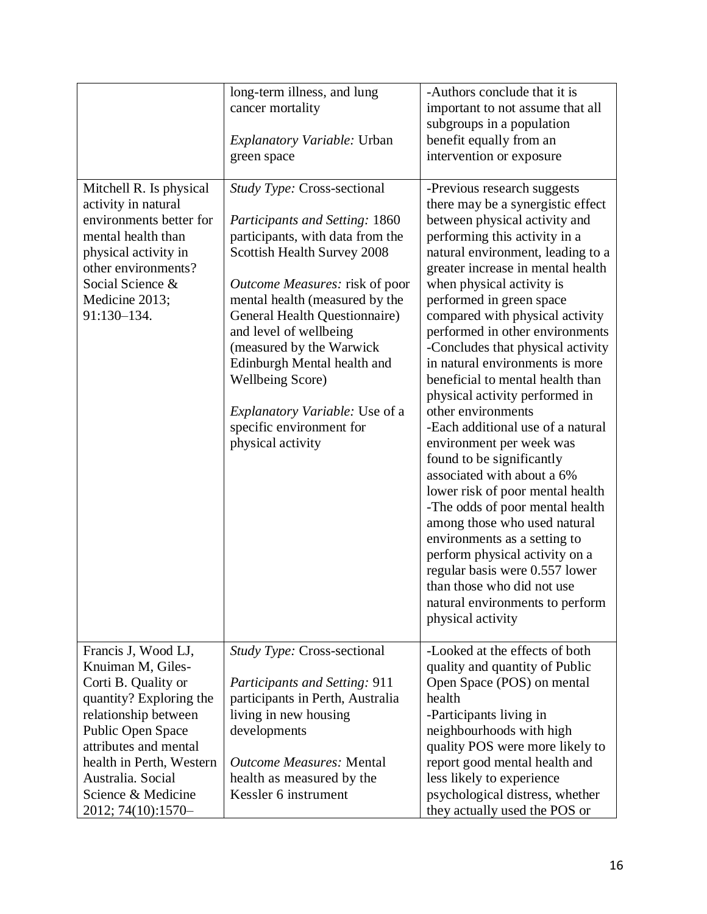| | | |
|---|---|---|
| | long-term illness, and lung cancer mortality<br><br>*Explanatory Variable:* Urban green space | -Authors conclude that it is important to not assume that all subgroups in a population benefit equally from an intervention or exposure |
| Mitchell R. Is physical activity in natural environments better for mental health than physical activity in other environments? Social Science & Medicine 2013; 91:130–134. | *Study Type:* Cross-sectional<br><br>*Participants and Setting:* 1860 participants, with data from the Scottish Health Survey 2008<br><br>*Outcome Measures:* risk of poor mental health (measured by the General Health Questionnaire) and level of wellbeing (measured by the Warwick Edinburgh Mental health and Wellbeing Score)<br><br>*Explanatory Variable:* Use of a specific environment for physical activity | -Previous research suggests there may be a synergistic effect between physical activity and performing this activity in a natural environment, leading to a greater increase in mental health when physical activity is performed in green space compared with physical activity performed in other environments<br>-Concludes that physical activity in natural environments is more beneficial to mental health than physical activity performed in other environments<br>-Each additional use of a natural environment per week was found to be significantly associated with about a 6% lower risk of poor mental health<br>-The odds of poor mental health among those who used natural environments as a setting to perform physical activity on a regular basis were 0.557 lower than those who did not use natural environments to perform physical activity |
| Francis J, Wood LJ, Knuiman M, Giles-Corti B. Quality or quantity? Exploring the relationship between Public Open Space attributes and mental health in Perth, Western Australia. Social Science & Medicine 2012; 74(10):1570– | *Study Type:* Cross-sectional<br><br>*Participants and Setting:* 911 participants in Perth, Australia living in new housing developments<br><br>*Outcome Measures:* Mental health as measured by the Kessler 6 instrument | -Looked at the effects of both quality and quantity of Public Open Space (POS) on mental health<br>-Participants living in neighbourhoods with high quality POS were more likely to report good mental health and less likely to experience psychological distress, whether they actually used the POS or |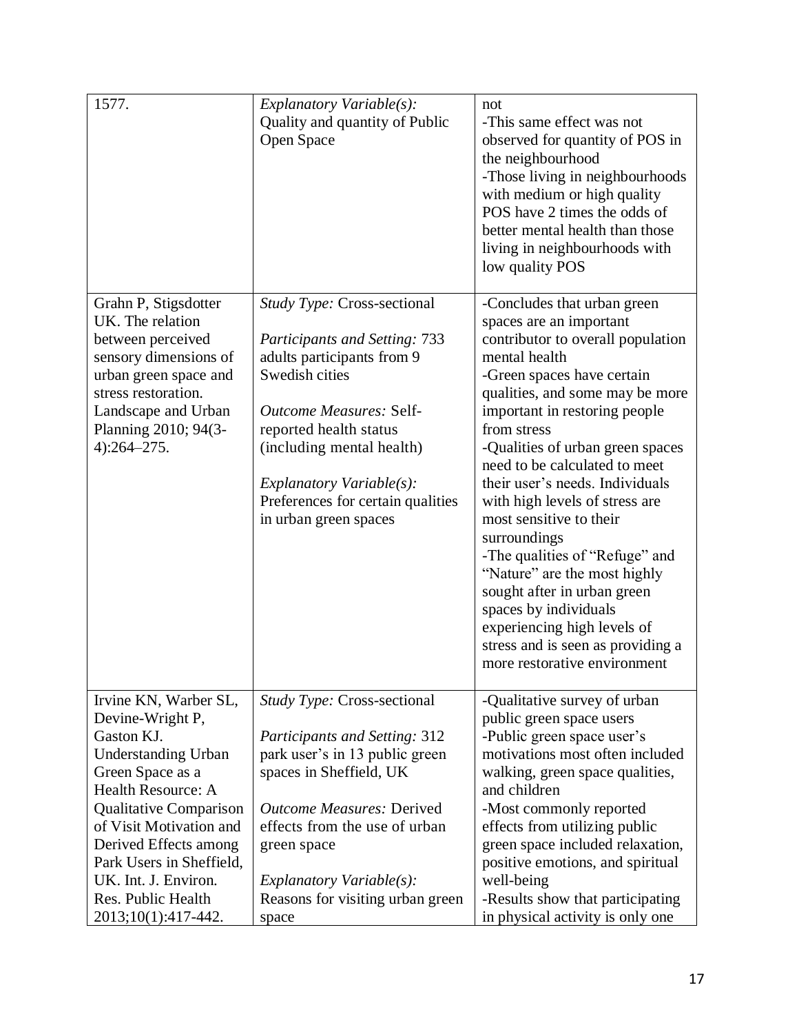| | | |
|---|---|---|
| 1577. | *Explanatory Variable(s):* Quality and quantity of Public Open Space | not<br>-This same effect was not observed for quantity of POS in the neighbourhood<br>-Those living in neighbourhoods with medium or high quality POS have 2 times the odds of better mental health than those living in neighbourhoods with low quality POS |
| Grahn P, Stigsdotter UK. The relation between perceived sensory dimensions of urban green space and stress restoration. Landscape and Urban Planning 2010; 94(3-4):264–275. | *Study Type:* Cross-sectional<br><br>*Participants and Setting:* 733 adults participants from 9 Swedish cities<br><br>*Outcome Measures:* Self-reported health status (including mental health)<br><br>*Explanatory Variable(s):* Preferences for certain qualities in urban green spaces | -Concludes that urban green spaces are an important contributor to overall population mental health<br>-Green spaces have certain qualities, and some may be more important in restoring people from stress<br>-Qualities of urban green spaces need to be calculated to meet their user's needs. Individuals with high levels of stress are most sensitive to their surroundings<br>-The qualities of "Refuge" and "Nature" are the most highly sought after in urban green spaces by individuals experiencing high levels of stress and is seen as providing a more restorative environment |
| Irvine KN, Warber SL, Devine-Wright P, Gaston KJ. Understanding Urban Green Space as a Health Resource: A Qualitative Comparison of Visit Motivation and Derived Effects among Park Users in Sheffield, UK. Int. J. Environ. Res. Public Health 2013;10(1):417-442. | *Study Type:* Cross-sectional<br><br>*Participants and Setting:* 312 park user's in 13 public green spaces in Sheffield, UK<br><br>*Outcome Measures:* Derived effects from the use of urban green space<br><br>*Explanatory Variable(s):* Reasons for visiting urban green space | -Qualitative survey of urban public green space users<br>-Public green space user's motivations most often included walking, green space qualities, and children<br>-Most commonly reported effects from utilizing public green space included relaxation, positive emotions, and spiritual well-being<br>-Results show that participating in physical activity is only one |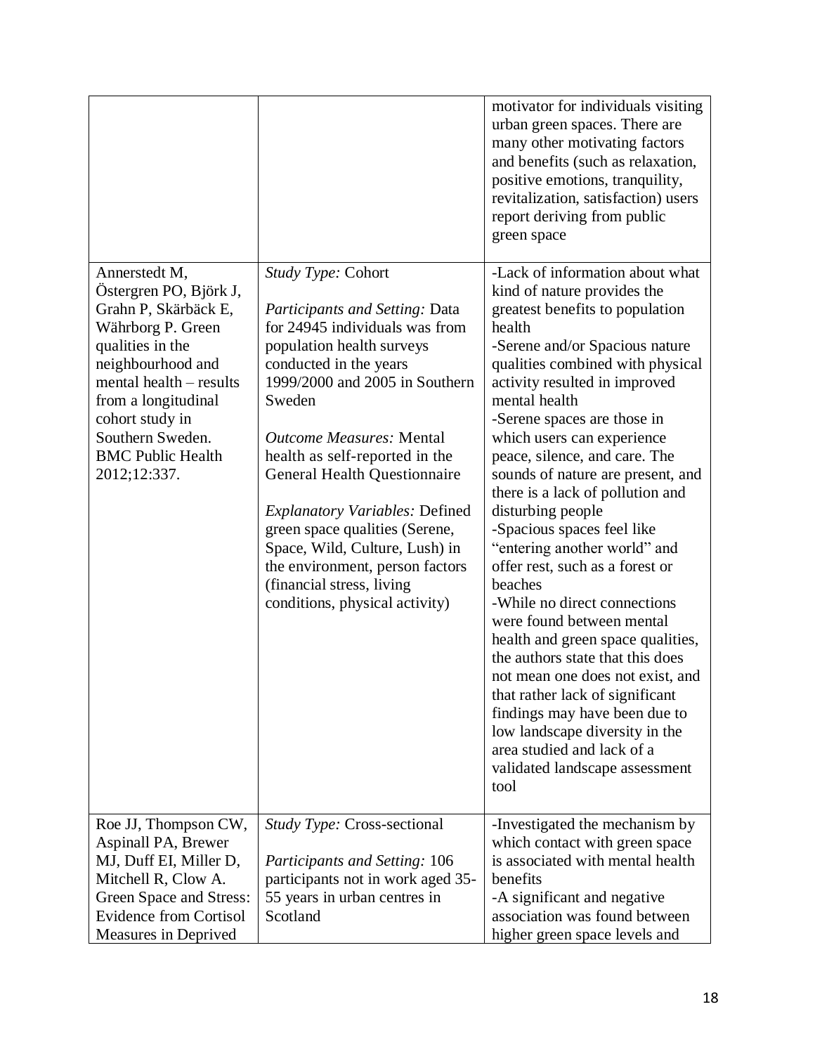| | | |
|---|---|---|
| | | motivator for individuals visiting urban green spaces. There are many other motivating factors and benefits (such as relaxation, positive emotions, tranquility, revitalization, satisfaction) users report deriving from public green space |
| Annerstedt M, Östergren PO, Björk J, Grahn P, Skärbäck E, Währborg P. Green qualities in the neighbourhood and mental health – results from a longitudinal cohort study in Southern Sweden. BMC Public Health 2012;12:337. | *Study Type:* Cohort<br><br>*Participants and Setting:* Data for 24945 individuals was from population health surveys conducted in the years 1999/2000 and 2005 in Southern Sweden<br><br>*Outcome Measures:* Mental health as self-reported in the General Health Questionnaire<br><br>*Explanatory Variables:* Defined green space qualities (Serene, Space, Wild, Culture, Lush) in the environment, person factors (financial stress, living conditions, physical activity) | -Lack of information about what kind of nature provides the greatest benefits to population health<br>-Serene and/or Spacious nature qualities combined with physical activity resulted in improved mental health<br>-Serene spaces are those in which users can experience peace, silence, and care. The sounds of nature are present, and there is a lack of pollution and disturbing people<br>-Spacious spaces feel like "entering another world" and offer rest, such as a forest or beaches<br>-While no direct connections were found between mental health and green space qualities, the authors state that this does not mean one does not exist, and that rather lack of significant findings may have been due to low landscape diversity in the area studied and lack of a validated landscape assessment tool |
| Roe JJ, Thompson CW, Aspinall PA, Brewer MJ, Duff EI, Miller D, Mitchell R, Clow A. Green Space and Stress: Evidence from Cortisol Measures in Deprived | *Study Type:* Cross-sectional<br><br>*Participants and Setting:* 106 participants not in work aged 35-55 years in urban centres in Scotland | -Investigated the mechanism by which contact with green space is associated with mental health benefits<br>-A significant and negative association was found between higher green space levels and |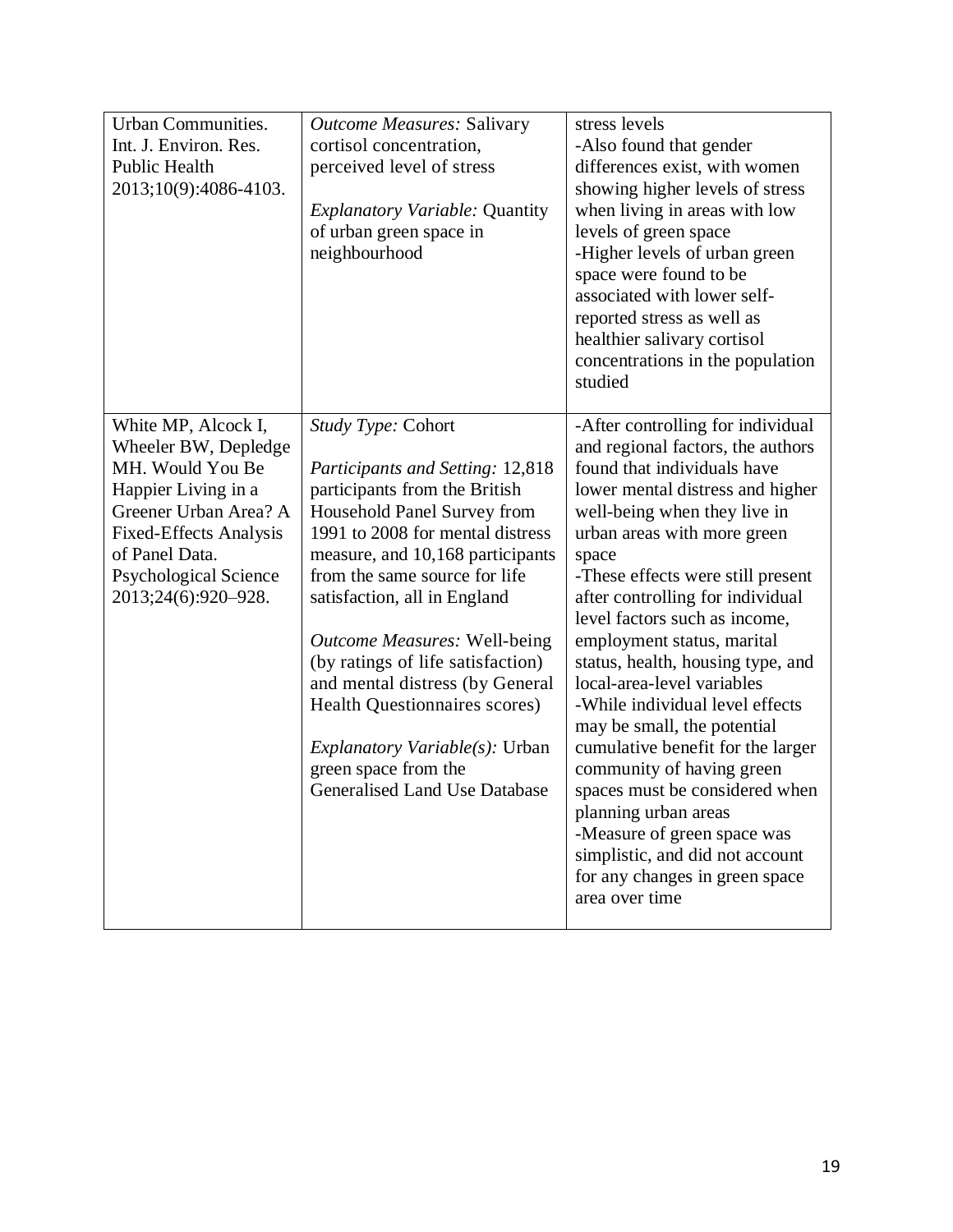| | | |
|---|---|---|
| Urban Communities. Int. J. Environ. Res. Public Health 2013;10(9):4086-4103. | *Outcome Measures:* Salivary cortisol concentration, perceived level of stress<br><br>*Explanatory Variable:* Quantity of urban green space in neighbourhood | stress levels<br>-Also found that gender differences exist, with women showing higher levels of stress when living in areas with low levels of green space<br>-Higher levels of urban green space were found to be associated with lower self-reported stress as well as healthier salivary cortisol concentrations in the population studied |
| White MP, Alcock I, Wheeler BW, Depledge MH. Would You Be Happier Living in a Greener Urban Area? A Fixed-Effects Analysis of Panel Data. Psychological Science 2013;24(6):920–928. | *Study Type:* Cohort<br><br>*Participants and Setting:* 12,818 participants from the British Household Panel Survey from 1991 to 2008 for mental distress measure, and 10,168 participants from the same source for life satisfaction, all in England<br><br>*Outcome Measures:* Well-being (by ratings of life satisfaction) and mental distress (by General Health Questionnaires scores)<br><br>*Explanatory Variable(s):* Urban green space from the Generalised Land Use Database | -After controlling for individual and regional factors, the authors found that individuals have lower mental distress and higher well-being when they live in urban areas with more green space<br>-These effects were still present after controlling for individual level factors such as income, employment status, marital status, health, housing type, and local-area-level variables<br>-While individual level effects may be small, the potential cumulative benefit for the larger community of having green spaces must be considered when planning urban areas<br>-Measure of green space was simplistic, and did not account for any changes in green space area over time |